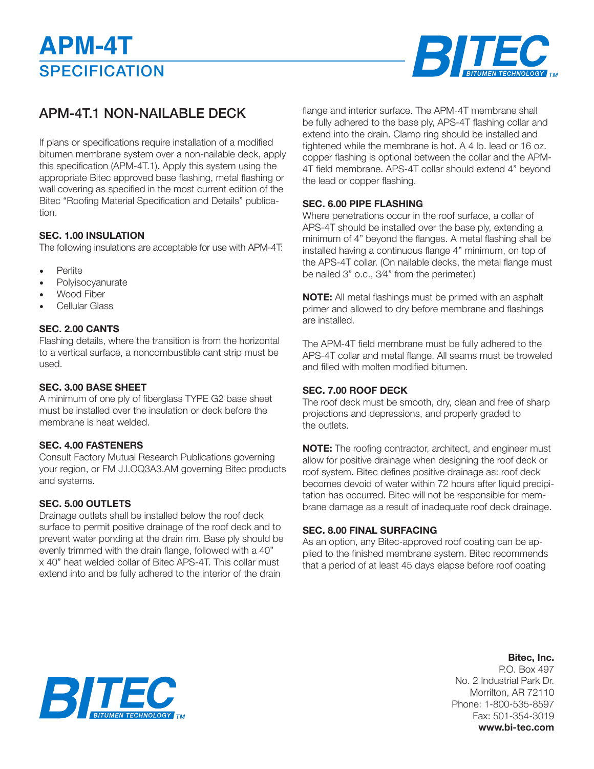# APM-4T

## SPECIFICATION

## APM-4T.1 NON-NAILABLE DECK

If plans or specifications require installation of a modified bitumen membrane system over a non-nailable deck, apply this specification (APM-4T.1). Apply this system using the appropriate Bitec approved base flashing, metal flashing or wall covering as specified in the most current edition of the Bitec "Roofing Material Specification and Details" publication.

### SEC. 1.00 INSULATION

The following insulations are acceptable for use with APM-4T:

- Perlite
- Polyisocyanurate
- Wood Fiber
- Cellular Glass

### SEC. 2.00 CANTS

Flashing details, where the transition is from the horizontal to a vertical surface, a noncombustible cant strip must be used.

### SEC. 3.00 BASE SHEET

A minimum of one ply of fiberglass TYPE G2 base sheet must be installed over the insulation or deck before the membrane is heat welded.

### SEC. 4.00 FASTENERS

Consult Factory Mutual Research Publications governing your region, or FM J.I.OQ3A3.AM governing Bitec products and systems.

### SEC. 5.00 OUTLETS

Drainage outlets shall be installed below the roof deck surface to permit positive drainage of the roof deck and to prevent water ponding at the drain rim. Base ply should be evenly trimmed with the drain flange, followed with a 40" x 40" heat welded collar of Bitec APS-4T. This collar must extend into and be fully adhered to the interior of the drain flange and interior surface. The APM-4T membrane shall be fully adhered to the base ply, APS-4T flashing collar and extend into the drain. Clamp ring should be installed and tightened while the membrane is hot. A 4 lb. lead or 16 oz. copper flashing is optional between the collar and the APM-4T field membrane. APS-4T collar should extend 4" beyond the lead or copper flashing.

### SEC. 6.00 PIPE FLASHING

Where penetrations occur in the roof surface, a collar of APS-4T should be installed over the base ply, extending a minimum of 4" beyond the flanges. A metal flashing shall be installed having a continuous flange 4" minimum, on top of the APS-4T collar. (On nailable decks, the metal flange must be nailed 3" o.c., 3⁄4" from the perimeter.)

**NOTE:** All metal flashings must be primed with an asphalt primer and allowed to dry before membrane and flashings are installed.

The APM-4T field membrane must be fully adhered to the APS-4T collar and metal flange. All seams must be troweled and filled with molten modified bitumen.

### SEC. 7.00 ROOF DECK

The roof deck must be smooth, dry, clean and free of sharp projections and depressions, and properly graded to the outlets.

**NOTE:** The roofing contractor, architect, and engineer must allow for positive drainage when designing the roof deck or roof system. Bitec defines positive drainage as: roof deck becomes devoid of water within 72 hours after liquid precipitation has occurred. Bitec will not be responsible for membrane damage as a result of inadequate roof deck drainage.

### SEC. 8.00 FINAL SURFACING

As an option, any Bitec-approved roof coating can be applied to the finished membrane system. Bitec recommends that a period of at least 45 days elapse before roof coating

**Bitec, Inc.**
P.O. Box 497
No. 2 Industrial Park Dr.
Morrilton, AR 72110
Phone: 1-800-535-8597
Fax: 501-354-3019
**www.bi-tec.com**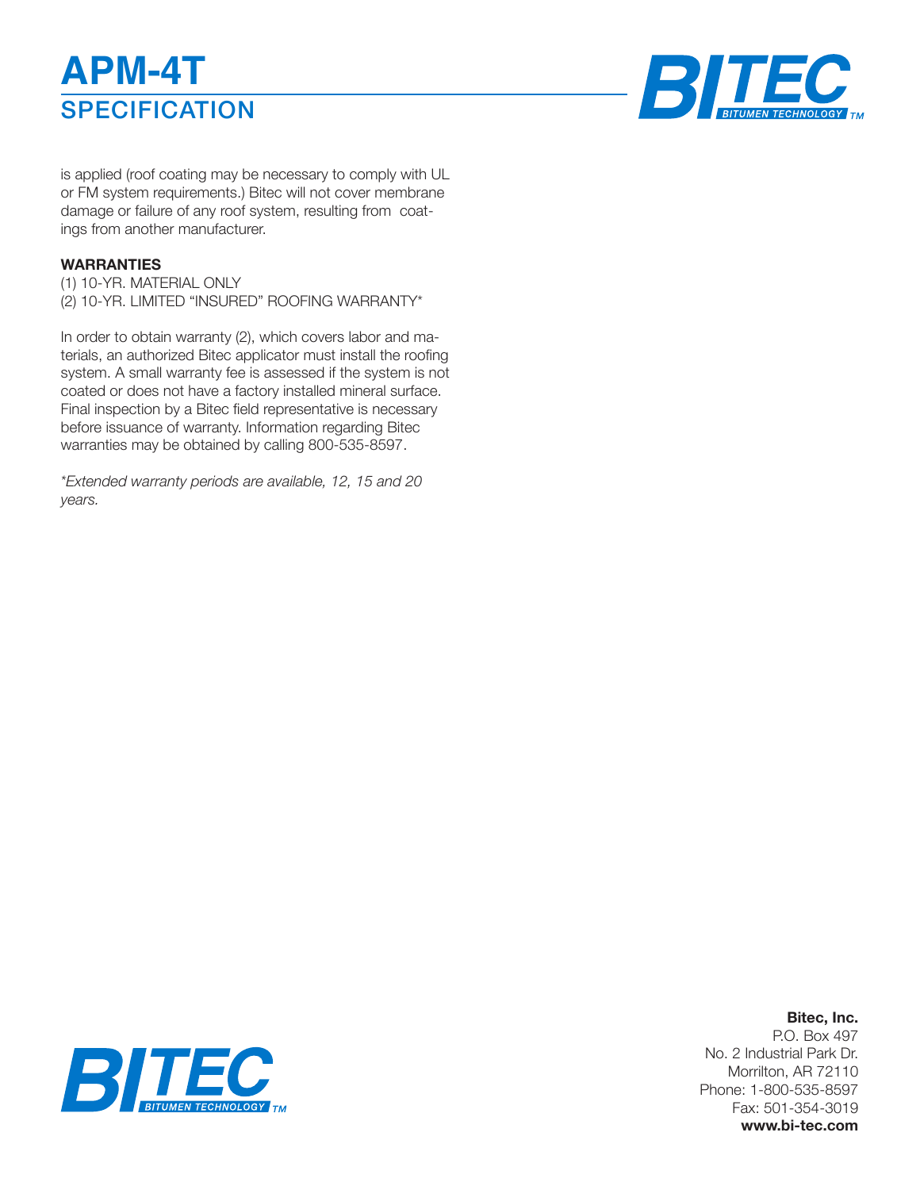is applied (roof coating may be necessary to comply with UL or FM system requirements.) Bitec will not cover membrane damage or failure of any roof system, resulting from coatings from another manufacturer.

**WARRANTIES**

(1) 10-YR. MATERIAL ONLY
(2) 10-YR. LIMITED "INSURED" ROOFING WARRANTY*

In order to obtain warranty (2), which covers labor and materials, an authorized Bitec applicator must install the roofing system. A small warranty fee is assessed if the system is not coated or does not have a factory installed mineral surface. Final inspection by a Bitec field representative is necessary before issuance of warranty. Information regarding Bitec warranties may be obtained by calling 800-535-8597.

*\*Extended warranty periods are available, 12, 15 and 20 years.*

**Bitec, Inc.**
P.O. Box 497
No. 2 Industrial Park Dr.
Morrilton, AR 72110
Phone: 1-800-535-8597
Fax: 501-354-3019
**www.bi-tec.com**